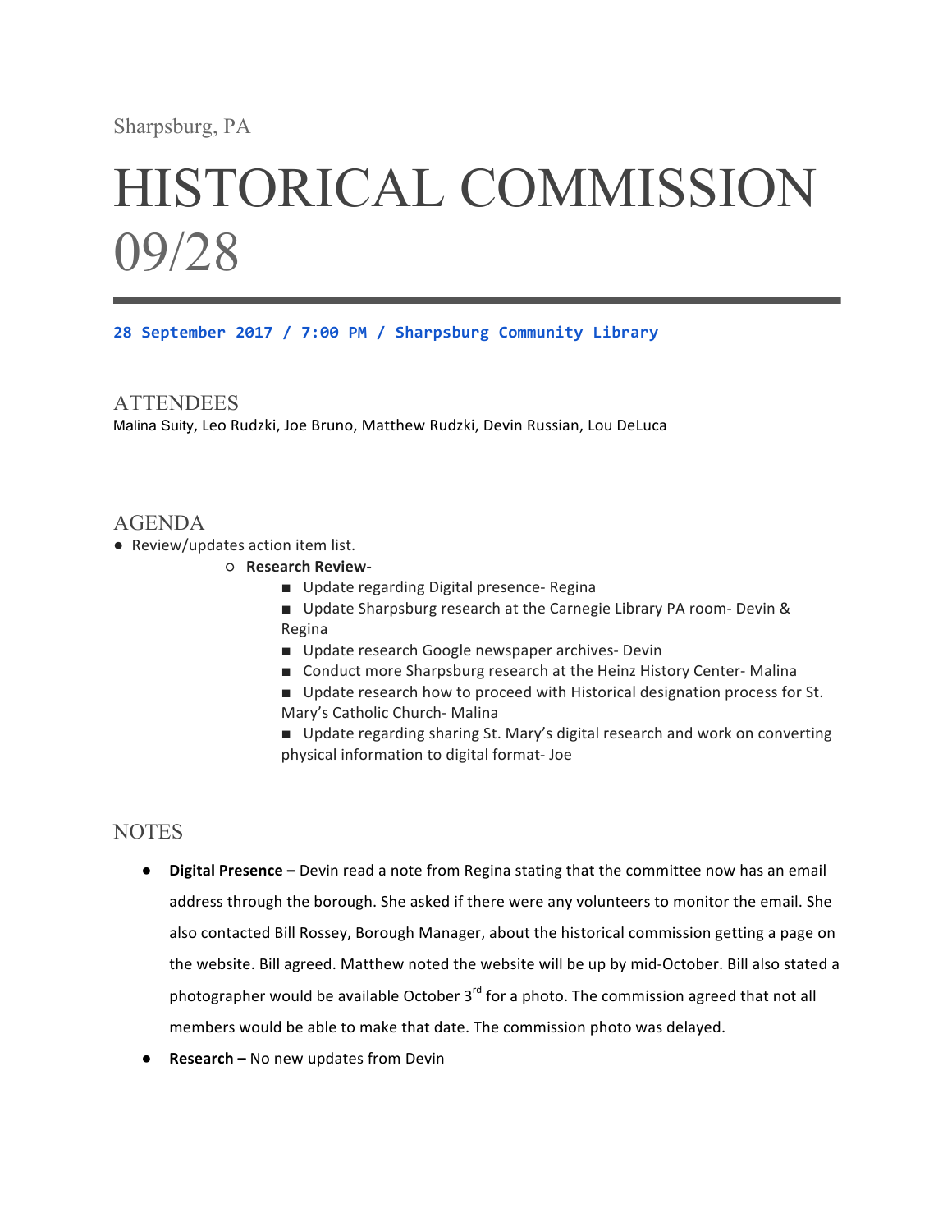Sharpsburg, PA

# HISTORICAL COMMISSION 09/28

**28 September 2017 / 7:00 PM / Sharpsburg Community Library**

## ATTENDEES

Malina Suity, Leo Rudzki, Joe Bruno, Matthew Rudzki, Devin Russian, Lou DeLuca

## AGENDA

- Review/updates action item list.
  - **Research Review-**
    - Update regarding Digital presence- Regina
    - Update Sharpsburg research at the Carnegie Library PA room- Devin & Regina
    - Update research Google newspaper archives- Devin
    - Conduct more Sharpsburg research at the Heinz History Center- Malina
    - Update research how to proceed with Historical designation process for St. Mary's Catholic Church- Malina
    - Update regarding sharing St. Mary's digital research and work on converting physical information to digital format- Joe

## NOTES

- **Digital Presence –** Devin read a note from Regina stating that the committee now has an email address through the borough. She asked if there were any volunteers to monitor the email. She also contacted Bill Rossey, Borough Manager, about the historical commission getting a page on the website. Bill agreed. Matthew noted the website will be up by mid-October. Bill also stated a photographer would be available October 3rd for a photo. The commission agreed that not all members would be able to make that date. The commission photo was delayed.
- **Research –** No new updates from Devin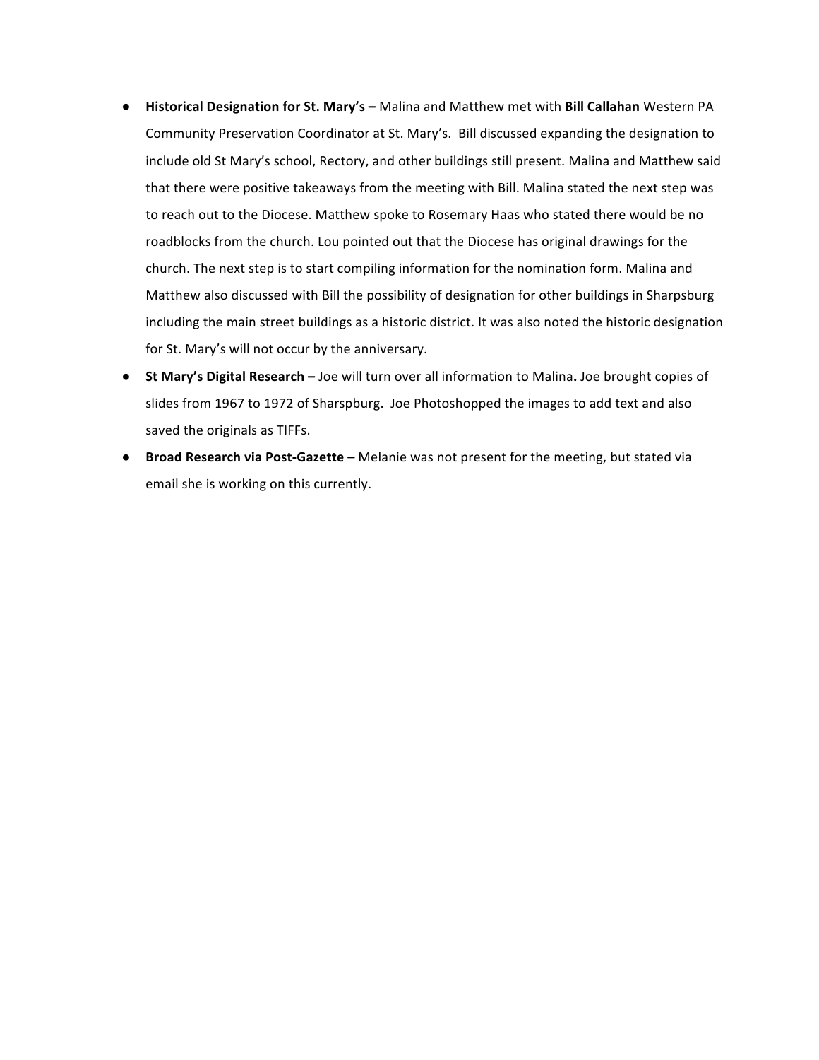- **Historical Designation for St. Mary's –** Malina and Matthew met with **Bill Callahan** Western PA Community Preservation Coordinator at St. Mary's.  Bill discussed expanding the designation to include old St Mary's school, Rectory, and other buildings still present. Malina and Matthew said that there were positive takeaways from the meeting with Bill. Malina stated the next step was to reach out to the Diocese. Matthew spoke to Rosemary Haas who stated there would be no roadblocks from the church. Lou pointed out that the Diocese has original drawings for the church. The next step is to start compiling information for the nomination form. Malina and Matthew also discussed with Bill the possibility of designation for other buildings in Sharpsburg including the main street buildings as a historic district. It was also noted the historic designation for St. Mary's will not occur by the anniversary.
- **St Mary's Digital Research –** Joe will turn over all information to Malina**.** Joe brought copies of slides from 1967 to 1972 of Sharspburg.  Joe Photoshopped the images to add text and also saved the originals as TIFFs.
- **Broad Research via Post-Gazette –** Melanie was not present for the meeting, but stated via email she is working on this currently.